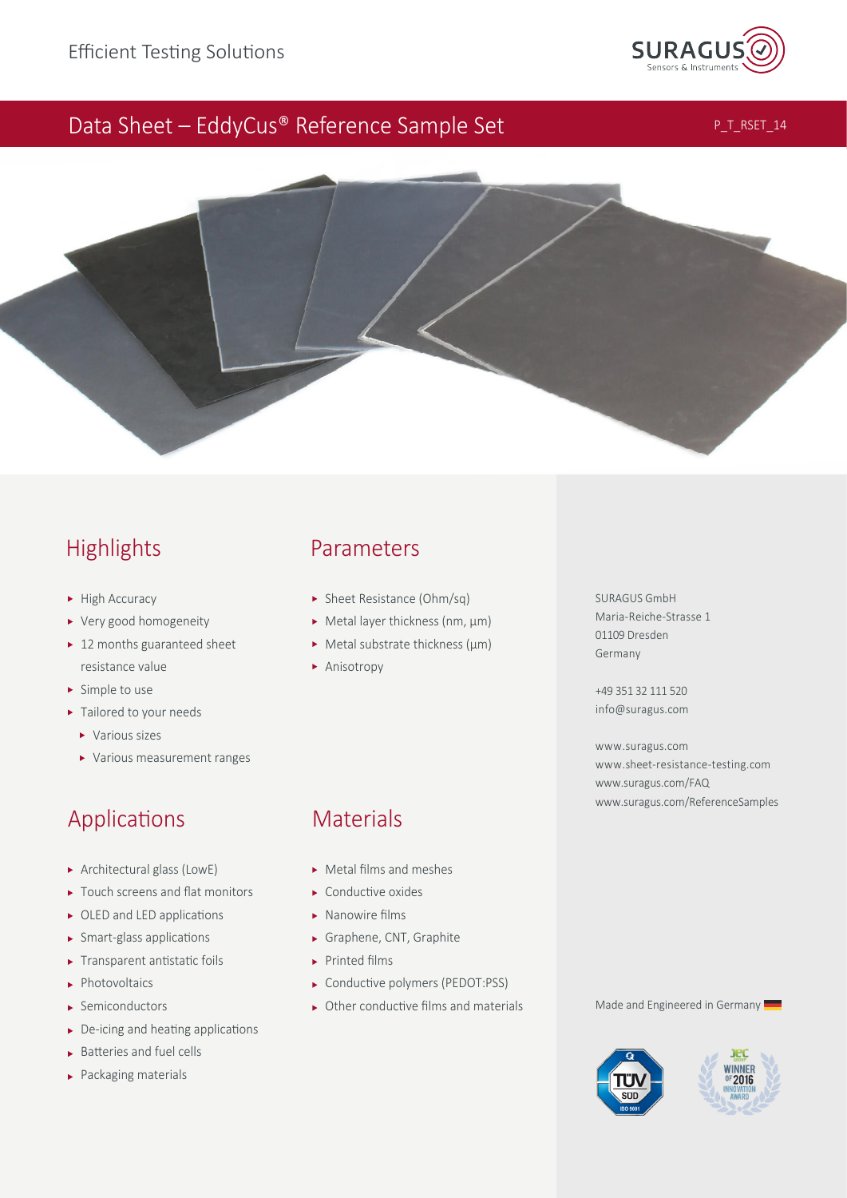Efficient Testing Solutions

SURAGUS Sensors & Instruments

# Data Sheet – EddyCus® Reference Sample Set

P_T_RSET_14

## Highlights

- High Accuracy
- Very good homogeneity
- 12 months guaranteed sheet resistance value
- Simple to use
- Tailored to your needs
  - Various sizes
  - Various measurement ranges

## Parameters

- Sheet Resistance (Ohm/sq)
- Metal layer thickness (nm, µm)
- Metal substrate thickness (µm)
- Anisotropy

## Applications

- Architectural glass (LowE)
- Touch screens and flat monitors
- OLED and LED applications
- Smart-glass applications
- Transparent antistatic foils
- Photovoltaics
- Semiconductors
- De-icing and heating applications
- Batteries and fuel cells
- Packaging materials

## Materials

- Metal films and meshes
- Conductive oxides
- Nanowire films
- Graphene, CNT, Graphite
- Printed films
- Conductive polymers (PEDOT:PSS)
- Other conductive films and materials

SURAGUS GmbH
Maria-Reiche-Strasse 1
01109 Dresden
Germany

+49 351 32 111 520
info@suragus.com

www.suragus.com
www.sheet-resistance-testing.com
www.suragus.com/FAQ
www.suragus.com/ReferenceSamples

Made and Engineered in Germany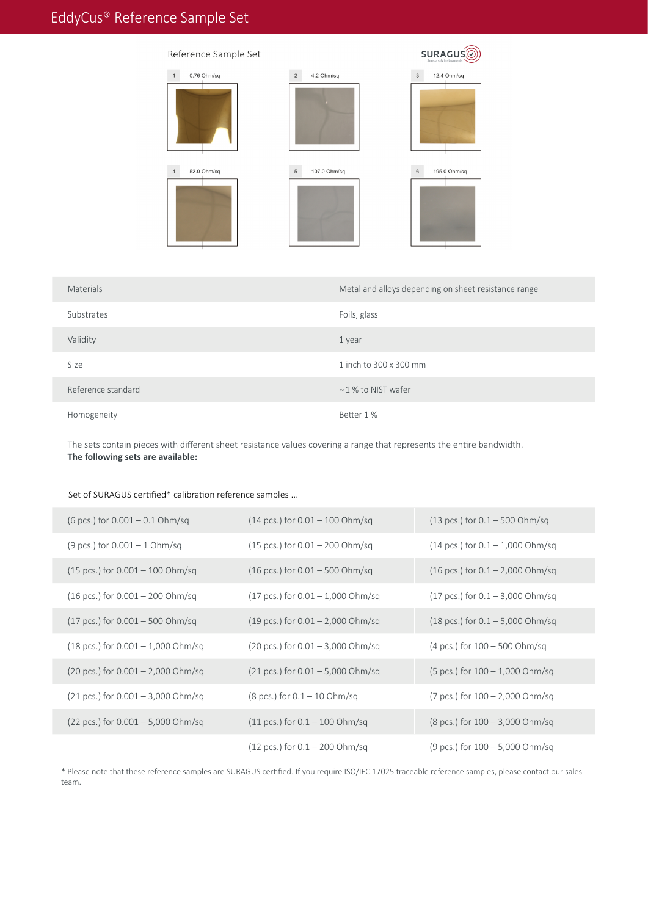# EddyCus® Reference Sample Set

Reference Sample Set

SURAGUS

1 0.76 Ohm/sq

2 4.2 Ohm/sq

3 12.4 Ohm/sq

4 52.0 Ohm/sq

5 107.0 Ohm/sq

6 195.0 Ohm/sq

| | |
|---|---|
| Materials | Metal and alloys depending on sheet resistance range |
| Substrates | Foils, glass |
| Validity | 1 year |
| Size | 1 inch to 300 x 300 mm |
| Reference standard | ~1 % to NIST wafer |
| Homogeneity | Better 1 % |

The sets contain pieces with different sheet resistance values covering a range that represents the entire bandwidth.
**The following sets are available:**

Set of SURAGUS certified* calibration reference samples ...

| | | |
|---|---|---|
| (6 pcs.) for 0.001 – 0.1 Ohm/sq | (14 pcs.) for 0.01 – 100 Ohm/sq | (13 pcs.) for 0.1 – 500 Ohm/sq |
| (9 pcs.) for 0.001 – 1 Ohm/sq | (15 pcs.) for 0.01 – 200 Ohm/sq | (14 pcs.) for 0.1 – 1,000 Ohm/sq |
| (15 pcs.) for 0.001 – 100 Ohm/sq | (16 pcs.) for 0.01 – 500 Ohm/sq | (16 pcs.) for 0.1 – 2,000 Ohm/sq |
| (16 pcs.) for 0.001 – 200 Ohm/sq | (17 pcs.) for 0.01 – 1,000 Ohm/sq | (17 pcs.) for 0.1 – 3,000 Ohm/sq |
| (17 pcs.) for 0.001 – 500 Ohm/sq | (19 pcs.) for 0.01 – 2,000 Ohm/sq | (18 pcs.) for 0.1 – 5,000 Ohm/sq |
| (18 pcs.) for 0.001 – 1,000 Ohm/sq | (20 pcs.) for 0.01 – 3,000 Ohm/sq | (4 pcs.) for 100 – 500 Ohm/sq |
| (20 pcs.) for 0.001 – 2,000 Ohm/sq | (21 pcs.) for 0.01 – 5,000 Ohm/sq | (5 pcs.) for 100 – 1,000 Ohm/sq |
| (21 pcs.) for 0.001 – 3,000 Ohm/sq | (8 pcs.) for 0.1 – 10 Ohm/sq | (7 pcs.) for 100 – 2,000 Ohm/sq |
| (22 pcs.) for 0.001 – 5,000 Ohm/sq | (11 pcs.) for 0.1 – 100 Ohm/sq | (8 pcs.) for 100 – 3,000 Ohm/sq |
| | (12 pcs.) for 0.1 – 200 Ohm/sq | (9 pcs.) for 100 – 5,000 Ohm/sq |

* Please note that these reference samples are SURAGUS certified. If you require ISO/IEC 17025 traceable reference samples, please contact our sales team.